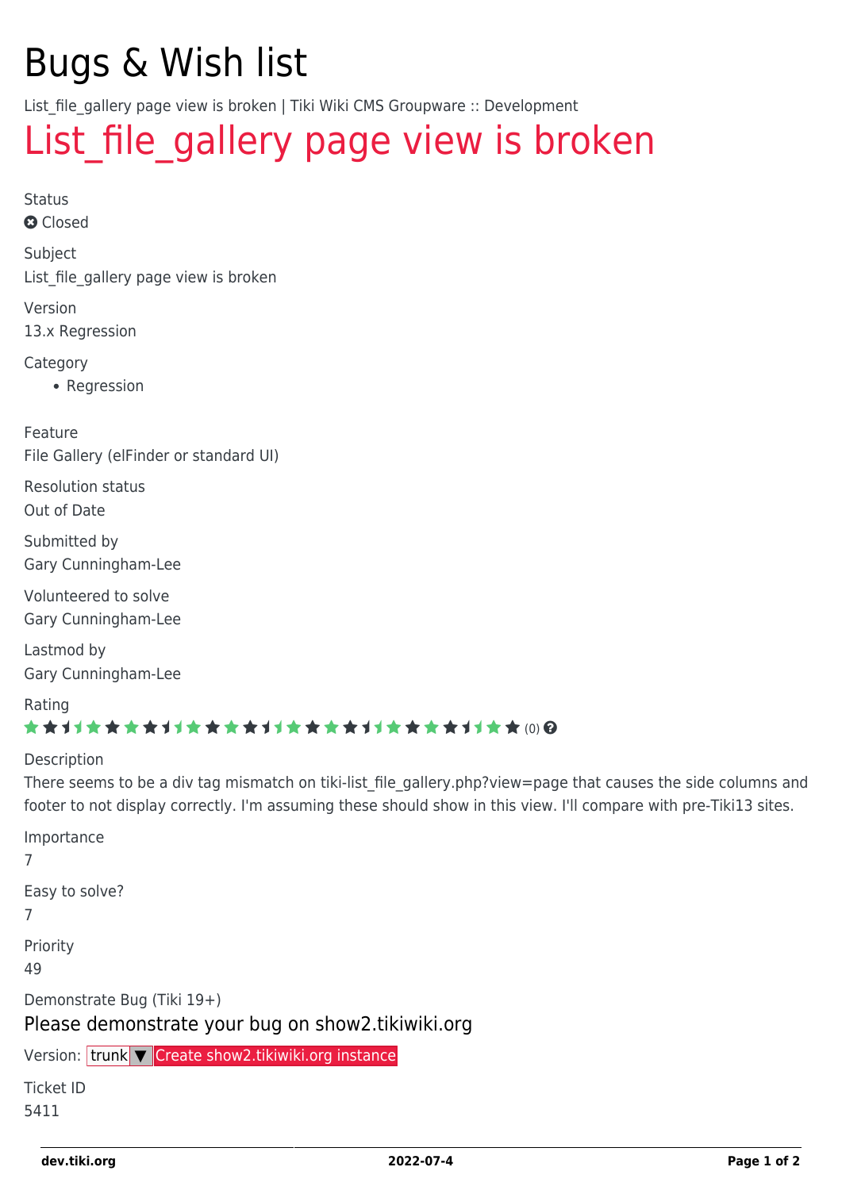# Bugs & Wish list

List_file_gallery page view is broken | Tiki Wiki CMS Groupware :: Development

# List_file_gallery page view is broken

Status

Closed

Subject

List_file_gallery page view is broken

Version

13.x Regression

Category

- Regression

Feature

File Gallery (elFinder or standard UI)

Resolution status

Out of Date

Submitted by

Gary Cunningham-Lee

Volunteered to solve

Gary Cunningham-Lee

Lastmod by

Gary Cunningham-Lee

Rating

(0)

Description

There seems to be a div tag mismatch on tiki-list_file_gallery.php?view=page that causes the side columns and footer to not display correctly. I'm assuming these should show in this view. I'll compare with pre-Tiki13 sites.

Importance

7

Easy to solve?

7

Priority

49

Demonstrate Bug (Tiki 19+)

Please demonstrate your bug on show2.tikiwiki.org

Version: trunk ▼ Create show2.tikiwiki.org instance

Ticket ID

5411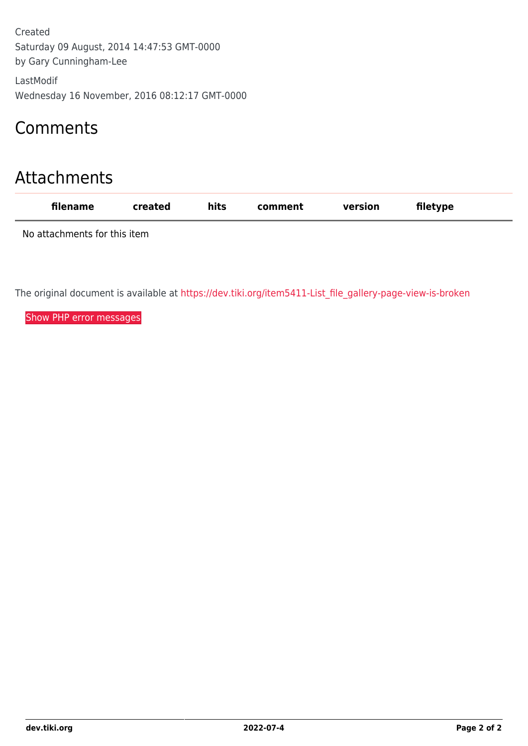Created
Saturday 09 August, 2014 14:47:53 GMT-0000
by Gary Cunningham-Lee

LastModif
Wednesday 16 November, 2016 08:12:17 GMT-0000

## Comments

## Attachments

| filename | created | hits | comment | version | filetype |
| --- | --- | --- | --- | --- | --- |
| No attachments for this item | | | | | |

The original document is available at https://dev.tiki.org/item5411-List_file_gallery-page-view-is-broken

Show PHP error messages